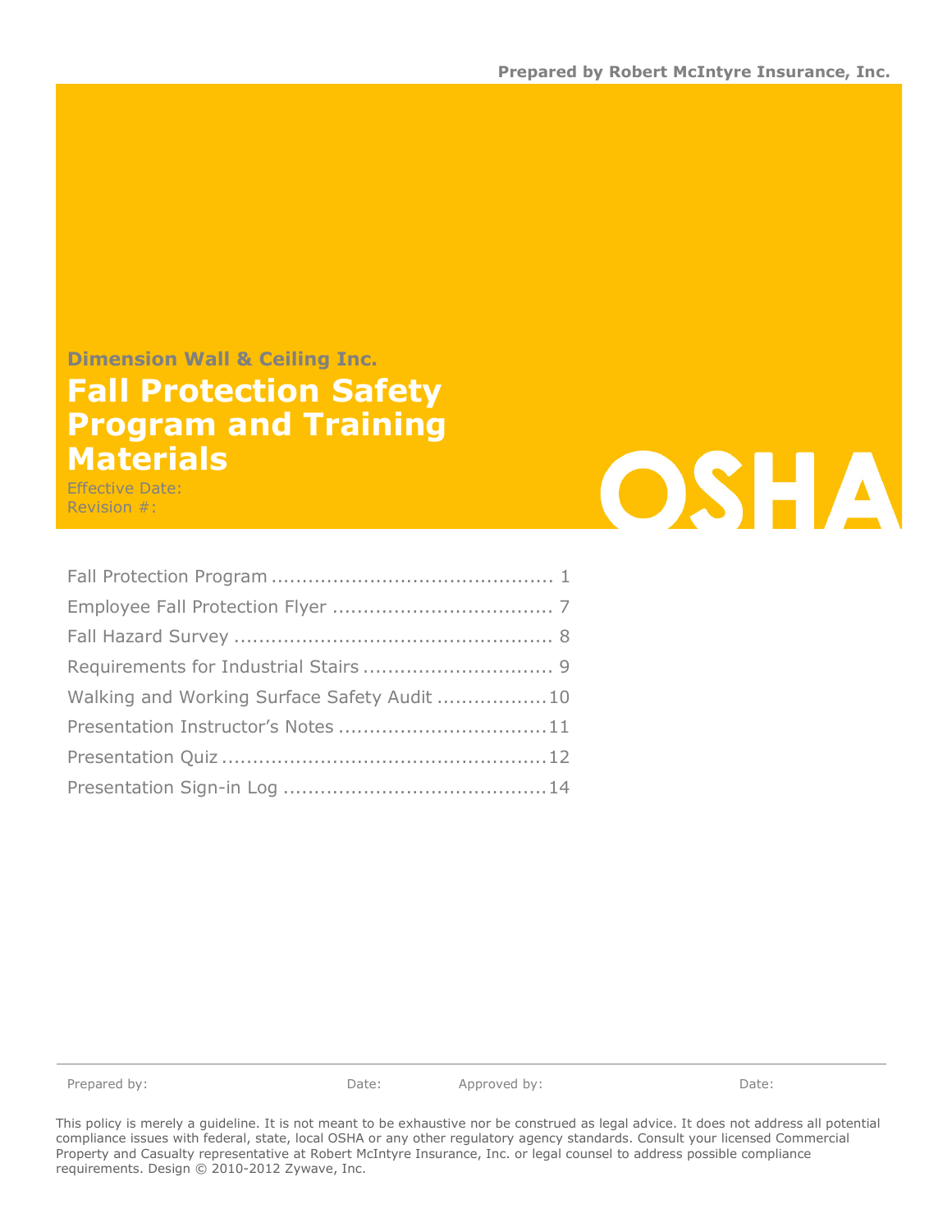Prepared by Robert McIntyre Insurance, Inc.

**Dimension Wall & Ceiling Inc.**

# Fall Protection Safety Program and Training Materials

Effective Date:
Revision #:

OSHA

| | |
|---|---|
| Fall Protection Program | 1 |
| Employee Fall Protection Flyer | 7 |
| Fall Hazard Survey | 8 |
| Requirements for Industrial Stairs | 9 |
| Walking and Working Surface Safety Audit | 10 |
| Presentation Instructor's Notes | 11 |
| Presentation Quiz | 12 |
| Presentation Sign-in Log | 14 |

Prepared by: Date: Approved by: Date:

This policy is merely a guideline. It is not meant to be exhaustive nor be construed as legal advice. It does not address all potential compliance issues with federal, state, local OSHA or any other regulatory agency standards. Consult your licensed Commercial Property and Casualty representative at Robert McIntyre Insurance, Inc. or legal counsel to address possible compliance requirements. Design © 2010-2012 Zywave, Inc.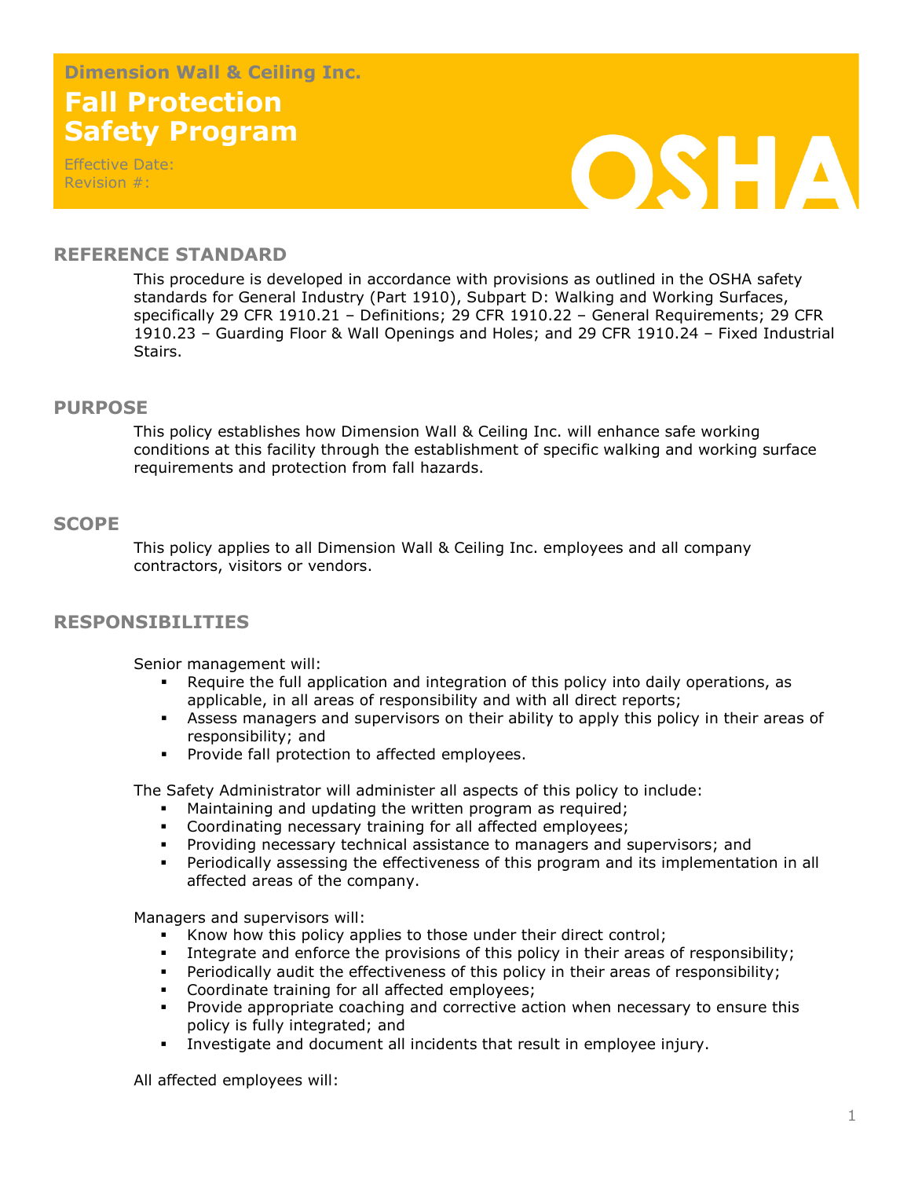**Dimension Wall & Ceiling Inc.**

# Fall Protection Safety Program

Effective Date:
Revision #:

OSHA

## REFERENCE STANDARD

This procedure is developed in accordance with provisions as outlined in the OSHA safety standards for General Industry (Part 1910), Subpart D: Walking and Working Surfaces, specifically 29 CFR 1910.21 – Definitions; 29 CFR 1910.22 – General Requirements; 29 CFR 1910.23 – Guarding Floor & Wall Openings and Holes; and 29 CFR 1910.24 – Fixed Industrial Stairs.

## PURPOSE

This policy establishes how Dimension Wall & Ceiling Inc. will enhance safe working conditions at this facility through the establishment of specific walking and working surface requirements and protection from fall hazards.

## SCOPE

This policy applies to all Dimension Wall & Ceiling Inc. employees and all company contractors, visitors or vendors.

## RESPONSIBILITIES

Senior management will:

- Require the full application and integration of this policy into daily operations, as applicable, in all areas of responsibility and with all direct reports;
- Assess managers and supervisors on their ability to apply this policy in their areas of responsibility; and
- Provide fall protection to affected employees.

The Safety Administrator will administer all aspects of this policy to include:

- Maintaining and updating the written program as required;
- Coordinating necessary training for all affected employees;
- Providing necessary technical assistance to managers and supervisors; and
- Periodically assessing the effectiveness of this program and its implementation in all affected areas of the company.

Managers and supervisors will:

- Know how this policy applies to those under their direct control;
- Integrate and enforce the provisions of this policy in their areas of responsibility;
- Periodically audit the effectiveness of this policy in their areas of responsibility;
- Coordinate training for all affected employees;
- Provide appropriate coaching and corrective action when necessary to ensure this policy is fully integrated; and
- Investigate and document all incidents that result in employee injury.

All affected employees will: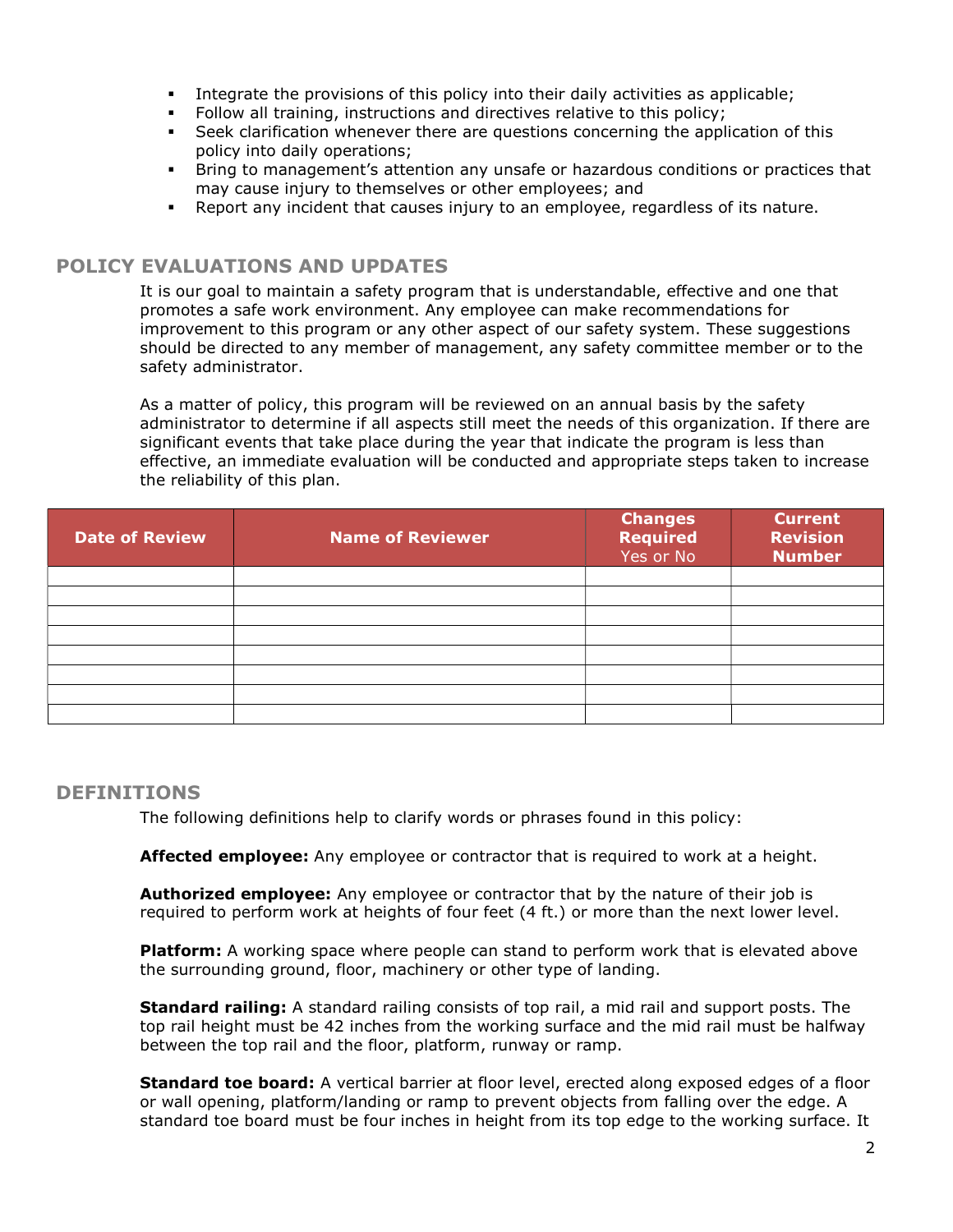- Integrate the provisions of this policy into their daily activities as applicable;
- Follow all training, instructions and directives relative to this policy;
- Seek clarification whenever there are questions concerning the application of this policy into daily operations;
- Bring to management's attention any unsafe or hazardous conditions or practices that may cause injury to themselves or other employees; and
- Report any incident that causes injury to an employee, regardless of its nature.

## POLICY EVALUATIONS AND UPDATES

It is our goal to maintain a safety program that is understandable, effective and one that promotes a safe work environment. Any employee can make recommendations for improvement to this program or any other aspect of our safety system. These suggestions should be directed to any member of management, any safety committee member or to the safety administrator.

As a matter of policy, this program will be reviewed on an annual basis by the safety administrator to determine if all aspects still meet the needs of this organization. If there are significant events that take place during the year that indicate the program is less than effective, an immediate evaluation will be conducted and appropriate steps taken to increase the reliability of this plan.

| Date of Review | Name of Reviewer | Changes Required Yes or No | Current Revision Number |
|---|---|---|---|
| | | | |
| | | | |
| | | | |
| | | | |
| | | | |
| | | | |
| | | | |
| | | | |

## DEFINITIONS

The following definitions help to clarify words or phrases found in this policy:

**Affected employee:** Any employee or contractor that is required to work at a height.

**Authorized employee:** Any employee or contractor that by the nature of their job is required to perform work at heights of four feet (4 ft.) or more than the next lower level.

**Platform:** A working space where people can stand to perform work that is elevated above the surrounding ground, floor, machinery or other type of landing.

**Standard railing:** A standard railing consists of top rail, a mid rail and support posts. The top rail height must be 42 inches from the working surface and the mid rail must be halfway between the top rail and the floor, platform, runway or ramp.

**Standard toe board:** A vertical barrier at floor level, erected along exposed edges of a floor or wall opening, platform/landing or ramp to prevent objects from falling over the edge. A standard toe board must be four inches in height from its top edge to the working surface. It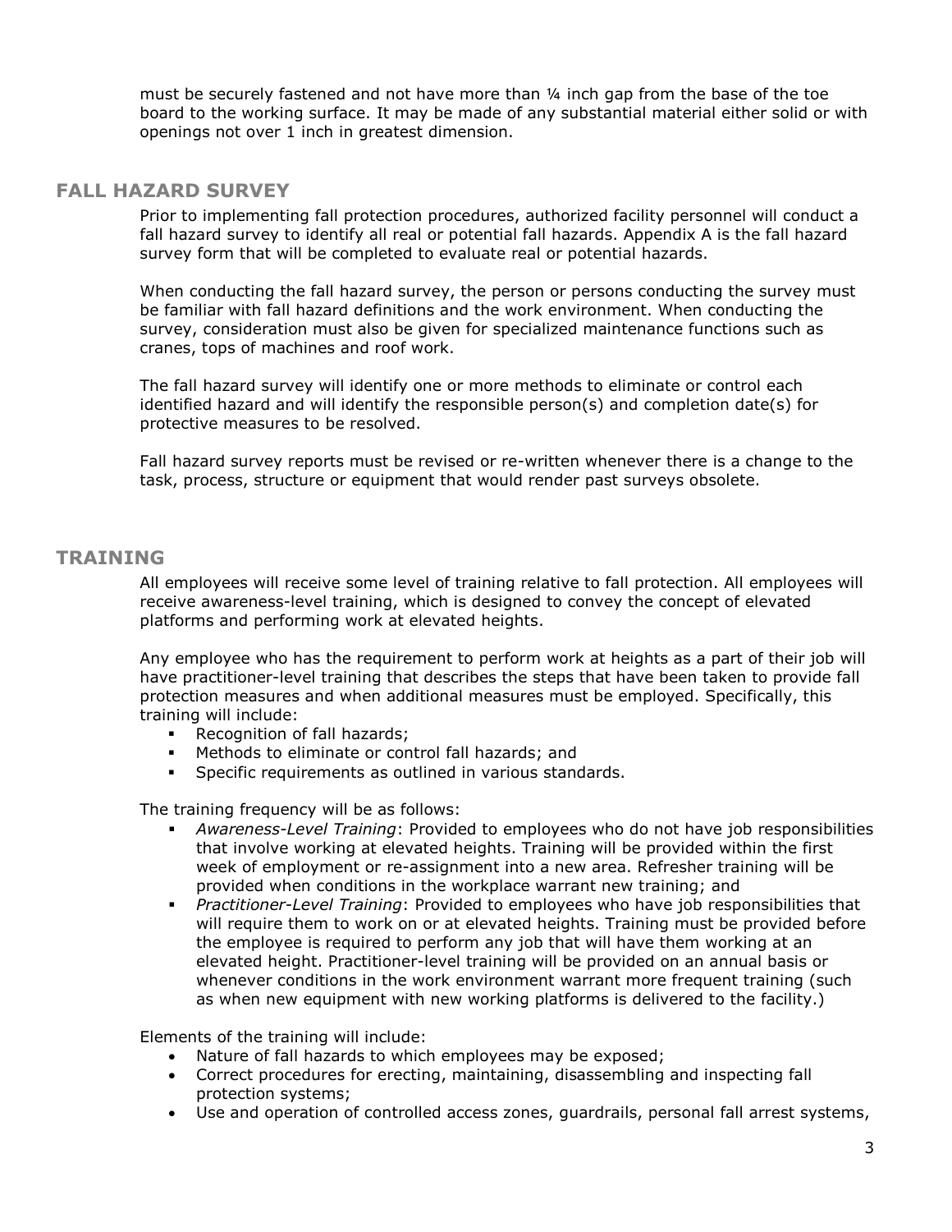must be securely fastened and not have more than ¼ inch gap from the base of the toe board to the working surface. It may be made of any substantial material either solid or with openings not over 1 inch in greatest dimension.

## FALL HAZARD SURVEY

Prior to implementing fall protection procedures, authorized facility personnel will conduct a fall hazard survey to identify all real or potential fall hazards. Appendix A is the fall hazard survey form that will be completed to evaluate real or potential hazards.

When conducting the fall hazard survey, the person or persons conducting the survey must be familiar with fall hazard definitions and the work environment. When conducting the survey, consideration must also be given for specialized maintenance functions such as cranes, tops of machines and roof work.

The fall hazard survey will identify one or more methods to eliminate or control each identified hazard and will identify the responsible person(s) and completion date(s) for protective measures to be resolved.

Fall hazard survey reports must be revised or re-written whenever there is a change to the task, process, structure or equipment that would render past surveys obsolete.

## TRAINING

All employees will receive some level of training relative to fall protection. All employees will receive awareness-level training, which is designed to convey the concept of elevated platforms and performing work at elevated heights.

Any employee who has the requirement to perform work at heights as a part of their job will have practitioner-level training that describes the steps that have been taken to provide fall protection measures and when additional measures must be employed. Specifically, this training will include:

- Recognition of fall hazards;
- Methods to eliminate or control fall hazards; and
- Specific requirements as outlined in various standards.

The training frequency will be as follows:

- *Awareness-Level Training*: Provided to employees who do not have job responsibilities that involve working at elevated heights. Training will be provided within the first week of employment or re-assignment into a new area. Refresher training will be provided when conditions in the workplace warrant new training; and
- *Practitioner-Level Training*: Provided to employees who have job responsibilities that will require them to work on or at elevated heights. Training must be provided before the employee is required to perform any job that will have them working at an elevated height. Practitioner-level training will be provided on an annual basis or whenever conditions in the work environment warrant more frequent training (such as when new equipment with new working platforms is delivered to the facility.)

Elements of the training will include:

- Nature of fall hazards to which employees may be exposed;
- Correct procedures for erecting, maintaining, disassembling and inspecting fall protection systems;
- Use and operation of controlled access zones, guardrails, personal fall arrest systems,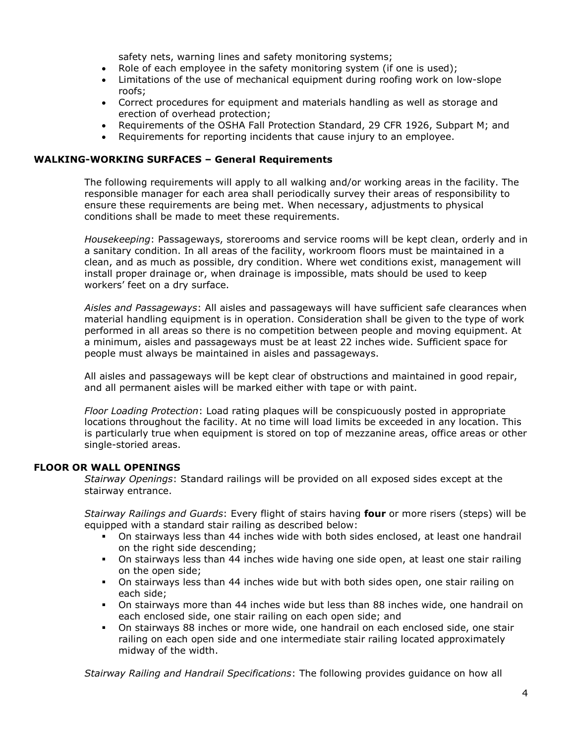safety nets, warning lines and safety monitoring systems;

- Role of each employee in the safety monitoring system (if one is used);
- Limitations of the use of mechanical equipment during roofing work on low-slope roofs;
- Correct procedures for equipment and materials handling as well as storage and erection of overhead protection;
- Requirements of the OSHA Fall Protection Standard, 29 CFR 1926, Subpart M; and
- Requirements for reporting incidents that cause injury to an employee.

## WALKING-WORKING SURFACES – General Requirements

The following requirements will apply to all walking and/or working areas in the facility. The responsible manager for each area shall periodically survey their areas of responsibility to ensure these requirements are being met. When necessary, adjustments to physical conditions shall be made to meet these requirements.

*Housekeeping*: Passageways, storerooms and service rooms will be kept clean, orderly and in a sanitary condition. In all areas of the facility, workroom floors must be maintained in a clean, and as much as possible, dry condition. Where wet conditions exist, management will install proper drainage or, when drainage is impossible, mats should be used to keep workers' feet on a dry surface.

*Aisles and Passageways*: All aisles and passageways will have sufficient safe clearances when material handling equipment is in operation. Consideration shall be given to the type of work performed in all areas so there is no competition between people and moving equipment. At a minimum, aisles and passageways must be at least 22 inches wide. Sufficient space for people must always be maintained in aisles and passageways.

All aisles and passageways will be kept clear of obstructions and maintained in good repair, and all permanent aisles will be marked either with tape or with paint.

*Floor Loading Protection*: Load rating plaques will be conspicuously posted in appropriate locations throughout the facility. At no time will load limits be exceeded in any location. This is particularly true when equipment is stored on top of mezzanine areas, office areas or other single-storied areas.

## FLOOR OR WALL OPENINGS

*Stairway Openings*: Standard railings will be provided on all exposed sides except at the stairway entrance.

*Stairway Railings and Guards*: Every flight of stairs having **four** or more risers (steps) will be equipped with a standard stair railing as described below:

- On stairways less than 44 inches wide with both sides enclosed, at least one handrail on the right side descending;
- On stairways less than 44 inches wide having one side open, at least one stair railing on the open side;
- On stairways less than 44 inches wide but with both sides open, one stair railing on each side;
- On stairways more than 44 inches wide but less than 88 inches wide, one handrail on each enclosed side, one stair railing on each open side; and
- On stairways 88 inches or more wide, one handrail on each enclosed side, one stair railing on each open side and one intermediate stair railing located approximately midway of the width.

*Stairway Railing and Handrail Specifications*: The following provides guidance on how all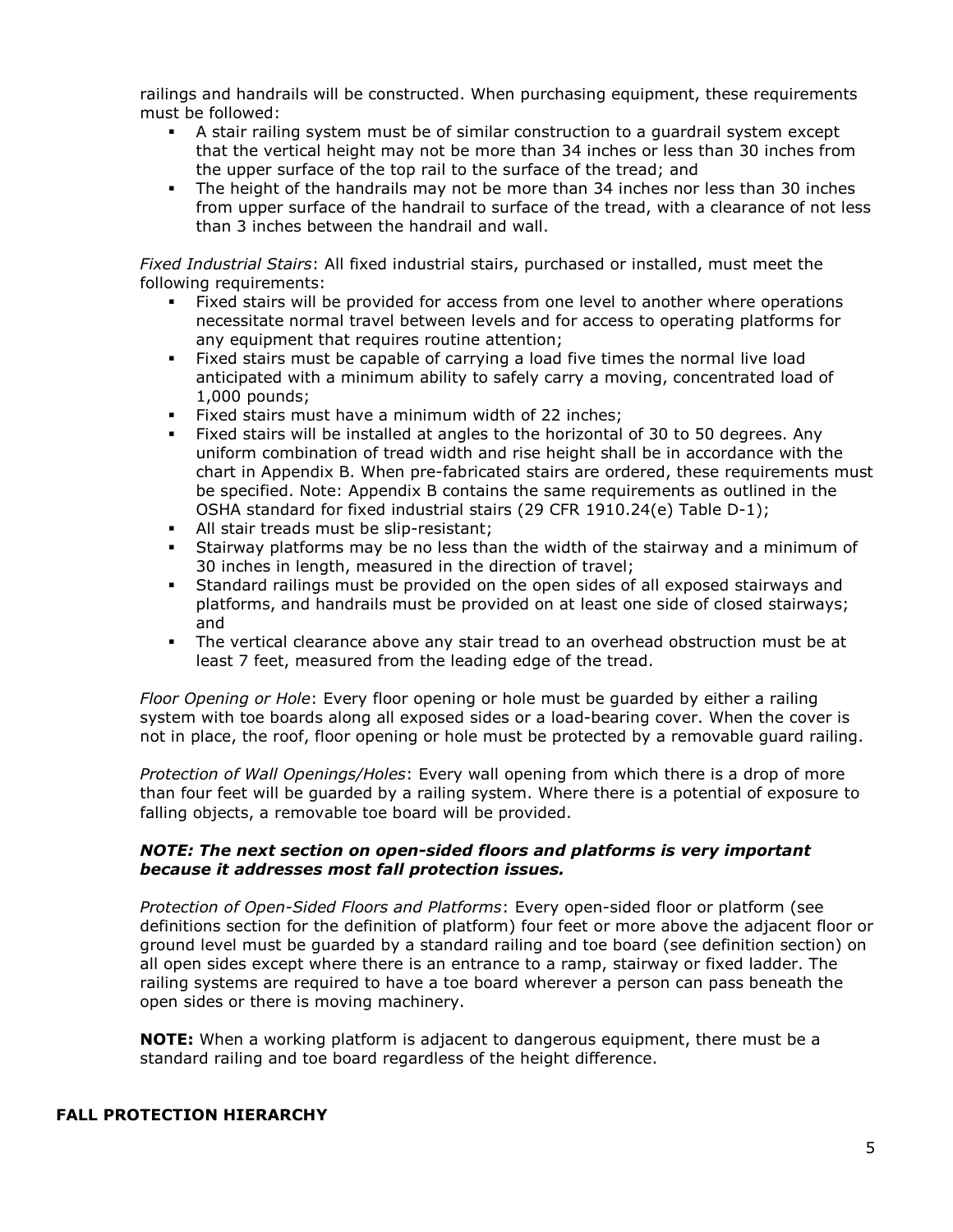railings and handrails will be constructed. When purchasing equipment, these requirements must be followed:

- A stair railing system must be of similar construction to a guardrail system except that the vertical height may not be more than 34 inches or less than 30 inches from the upper surface of the top rail to the surface of the tread; and
- The height of the handrails may not be more than 34 inches nor less than 30 inches from upper surface of the handrail to surface of the tread, with a clearance of not less than 3 inches between the handrail and wall.

*Fixed Industrial Stairs*: All fixed industrial stairs, purchased or installed, must meet the following requirements:

- Fixed stairs will be provided for access from one level to another where operations necessitate normal travel between levels and for access to operating platforms for any equipment that requires routine attention;
- Fixed stairs must be capable of carrying a load five times the normal live load anticipated with a minimum ability to safely carry a moving, concentrated load of 1,000 pounds;
- Fixed stairs must have a minimum width of 22 inches;
- Fixed stairs will be installed at angles to the horizontal of 30 to 50 degrees. Any uniform combination of tread width and rise height shall be in accordance with the chart in Appendix B. When pre-fabricated stairs are ordered, these requirements must be specified. Note: Appendix B contains the same requirements as outlined in the OSHA standard for fixed industrial stairs (29 CFR 1910.24(e) Table D-1);
- All stair treads must be slip-resistant;
- Stairway platforms may be no less than the width of the stairway and a minimum of 30 inches in length, measured in the direction of travel;
- Standard railings must be provided on the open sides of all exposed stairways and platforms, and handrails must be provided on at least one side of closed stairways; and
- The vertical clearance above any stair tread to an overhead obstruction must be at least 7 feet, measured from the leading edge of the tread.

*Floor Opening or Hole*: Every floor opening or hole must be guarded by either a railing system with toe boards along all exposed sides or a load-bearing cover. When the cover is not in place, the roof, floor opening or hole must be protected by a removable guard railing.

*Protection of Wall Openings/Holes*: Every wall opening from which there is a drop of more than four feet will be guarded by a railing system. Where there is a potential of exposure to falling objects, a removable toe board will be provided.

***NOTE: The next section on open-sided floors and platforms is very important because it addresses most fall protection issues.***

*Protection of Open-Sided Floors and Platforms*: Every open-sided floor or platform (see definitions section for the definition of platform) four feet or more above the adjacent floor or ground level must be guarded by a standard railing and toe board (see definition section) on all open sides except where there is an entrance to a ramp, stairway or fixed ladder. The railing systems are required to have a toe board wherever a person can pass beneath the open sides or there is moving machinery.

**NOTE:** When a working platform is adjacent to dangerous equipment, there must be a standard railing and toe board regardless of the height difference.

## FALL PROTECTION HIERARCHY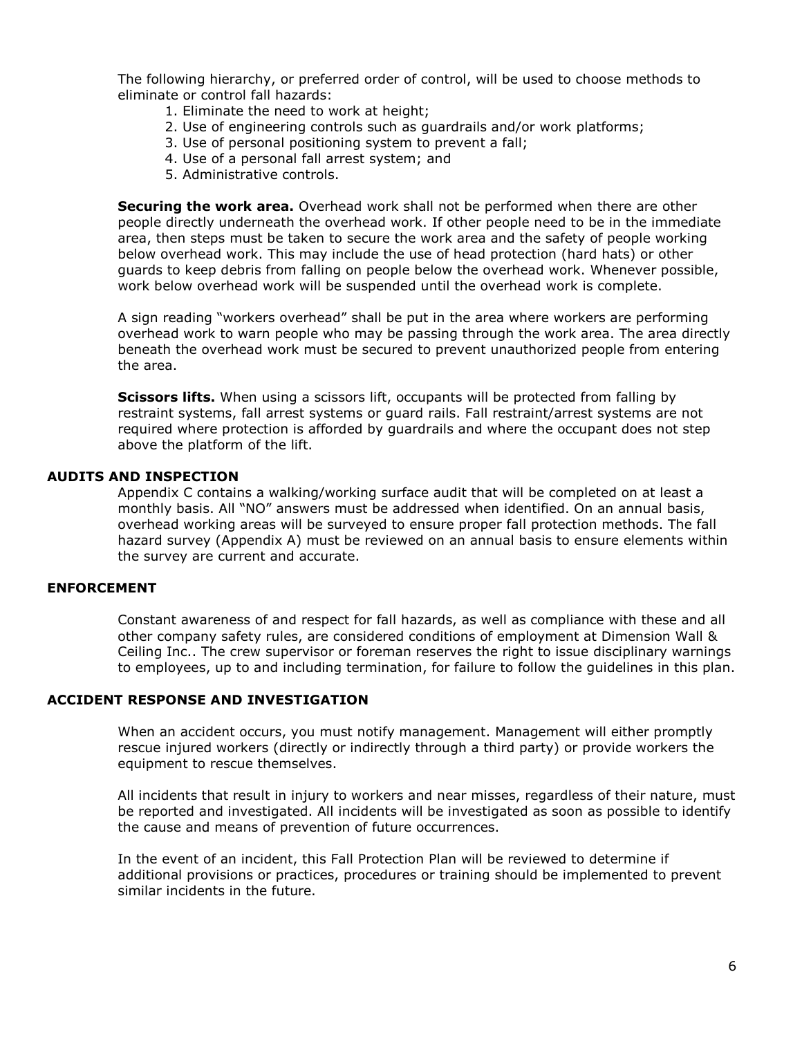The following hierarchy, or preferred order of control, will be used to choose methods to eliminate or control fall hazards:

1. Eliminate the need to work at height;
2. Use of engineering controls such as guardrails and/or work platforms;
3. Use of personal positioning system to prevent a fall;
4. Use of a personal fall arrest system; and
5. Administrative controls.

**Securing the work area.** Overhead work shall not be performed when there are other people directly underneath the overhead work. If other people need to be in the immediate area, then steps must be taken to secure the work area and the safety of people working below overhead work. This may include the use of head protection (hard hats) or other guards to keep debris from falling on people below the overhead work. Whenever possible, work below overhead work will be suspended until the overhead work is complete.

A sign reading "workers overhead" shall be put in the area where workers are performing overhead work to warn people who may be passing through the work area. The area directly beneath the overhead work must be secured to prevent unauthorized people from entering the area.

**Scissors lifts.** When using a scissors lift, occupants will be protected from falling by restraint systems, fall arrest systems or guard rails. Fall restraint/arrest systems are not required where protection is afforded by guardrails and where the occupant does not step above the platform of the lift.

## AUDITS AND INSPECTION

Appendix C contains a walking/working surface audit that will be completed on at least a monthly basis. All "NO" answers must be addressed when identified. On an annual basis, overhead working areas will be surveyed to ensure proper fall protection methods. The fall hazard survey (Appendix A) must be reviewed on an annual basis to ensure elements within the survey are current and accurate.

## ENFORCEMENT

Constant awareness of and respect for fall hazards, as well as compliance with these and all other company safety rules, are considered conditions of employment at Dimension Wall & Ceiling Inc.. The crew supervisor or foreman reserves the right to issue disciplinary warnings to employees, up to and including termination, for failure to follow the guidelines in this plan.

## ACCIDENT RESPONSE AND INVESTIGATION

When an accident occurs, you must notify management. Management will either promptly rescue injured workers (directly or indirectly through a third party) or provide workers the equipment to rescue themselves.

All incidents that result in injury to workers and near misses, regardless of their nature, must be reported and investigated. All incidents will be investigated as soon as possible to identify the cause and means of prevention of future occurrences.

In the event of an incident, this Fall Protection Plan will be reviewed to determine if additional provisions or practices, procedures or training should be implemented to prevent similar incidents in the future.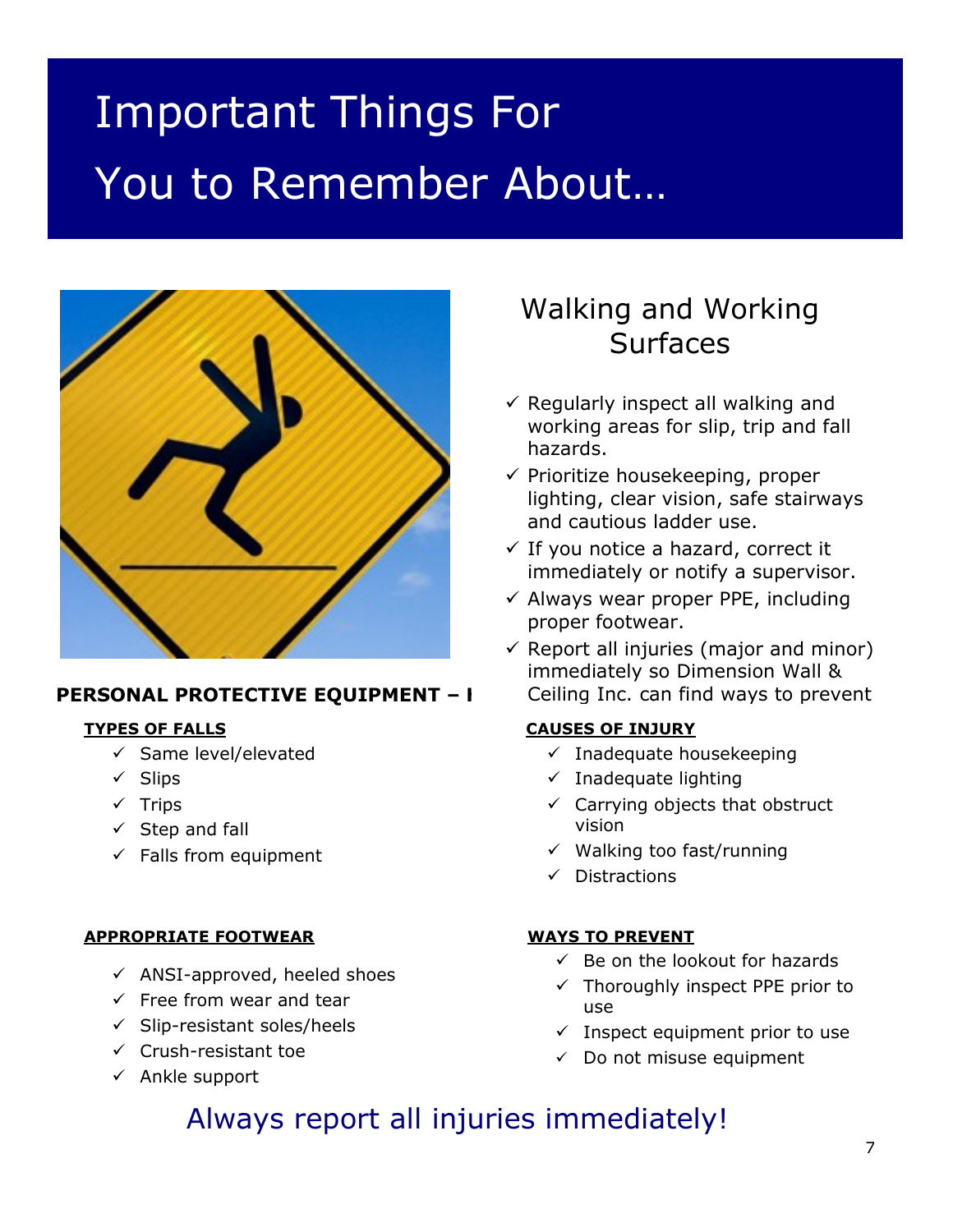# Important Things For You to Remember About…

## Walking and Working Surfaces

- ✓ Regularly inspect all walking and working areas for slip, trip and fall hazards.
- ✓ Prioritize housekeeping, proper lighting, clear vision, safe stairways and cautious ladder use.
- ✓ If you notice a hazard, correct it immediately or notify a supervisor.
- ✓ Always wear proper PPE, including proper footwear.
- ✓ Report all injuries (major and minor) immediately so Dimension Wall & Ceiling Inc. can find ways to prevent

**PERSONAL PROTECTIVE EQUIPMENT – I**

**TYPES OF FALLS**

- ✓ Same level/elevated
- ✓ Slips
- ✓ Trips
- ✓ Step and fall
- ✓ Falls from equipment

**CAUSES OF INJURY**

- ✓ Inadequate housekeeping
- ✓ Inadequate lighting
- ✓ Carrying objects that obstruct vision
- ✓ Walking too fast/running
- ✓ Distractions

**APPROPRIATE FOOTWEAR**

- ✓ ANSI-approved, heeled shoes
- ✓ Free from wear and tear
- ✓ Slip-resistant soles/heels
- ✓ Crush-resistant toe
- ✓ Ankle support

**WAYS TO PREVENT**

- ✓ Be on the lookout for hazards
- ✓ Thoroughly inspect PPE prior to use
- ✓ Inspect equipment prior to use
- ✓ Do not misuse equipment

Always report all injuries immediately!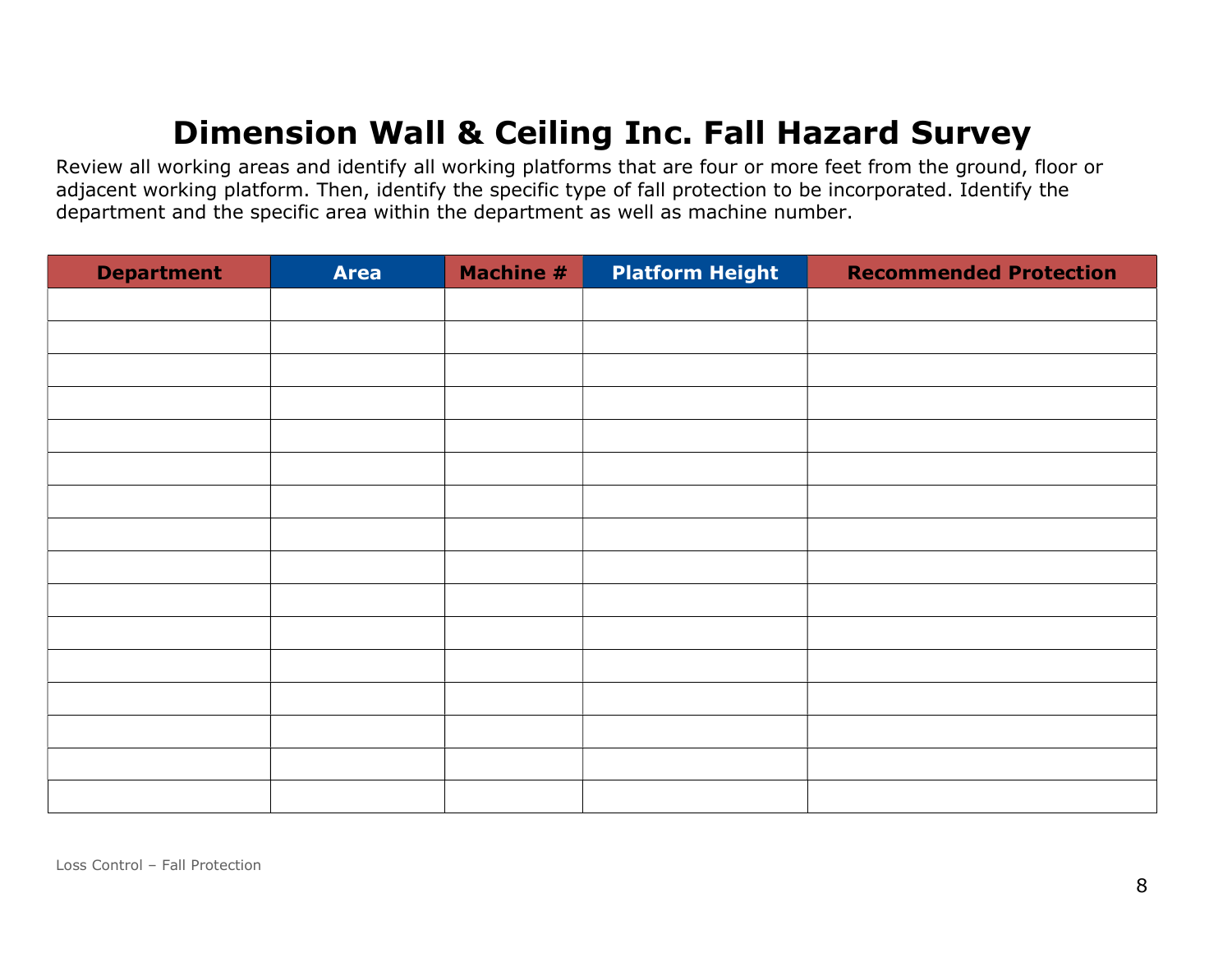# Dimension Wall & Ceiling Inc. Fall Hazard Survey

Review all working areas and identify all working platforms that are four or more feet from the ground, floor or adjacent working platform. Then, identify the specific type of fall protection to be incorporated. Identify the department and the specific area within the department as well as machine number.

| Department | Area | Machine # | Platform Height | Recommended Protection |
|---|---|---|---|---|
| | | | | |
| | | | | |
| | | | | |
| | | | | |
| | | | | |
| | | | | |
| | | | | |
| | | | | |
| | | | | |
| | | | | |
| | | | | |
| | | | | |
| | | | | |
| | | | | |
| | | | | |
| | | | | |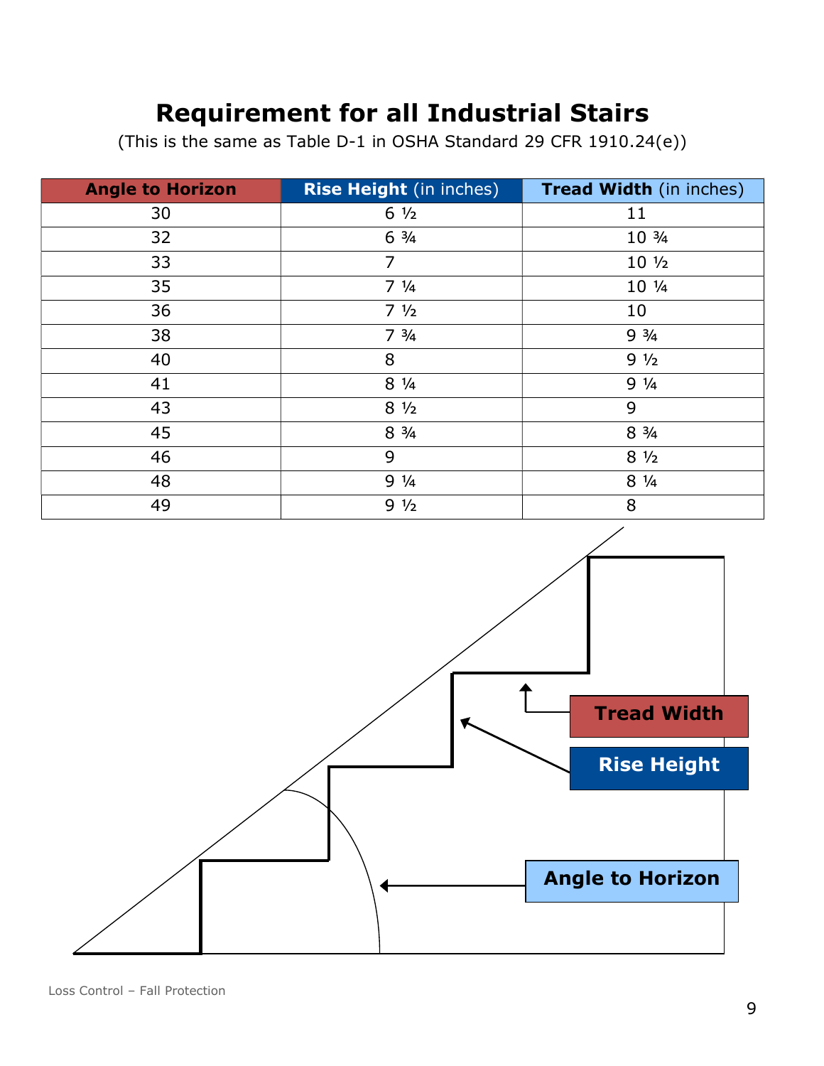# Requirement for all Industrial Stairs

(This is the same as Table D-1 in OSHA Standard 29 CFR 1910.24(e))

| Angle to Horizon | Rise Height (in inches) | Tread Width (in inches) |
|---|---|---|
| 30 | 6 ½ | 11 |
| 32 | 6 ¾ | 10 ¾ |
| 33 | 7 | 10 ½ |
| 35 | 7 ¼ | 10 ¼ |
| 36 | 7 ½ | 10 |
| 38 | 7 ¾ | 9 ¾ |
| 40 | 8 | 9 ½ |
| 41 | 8 ¼ | 9 ¼ |
| 43 | 8 ½ | 9 |
| 45 | 8 ¾ | 8 ¾ |
| 46 | 9 | 8 ½ |
| 48 | 9 ¼ | 8 ¼ |
| 49 | 9 ½ | 8 |

**Tread Width**

**Rise Height**

**Angle to Horizon**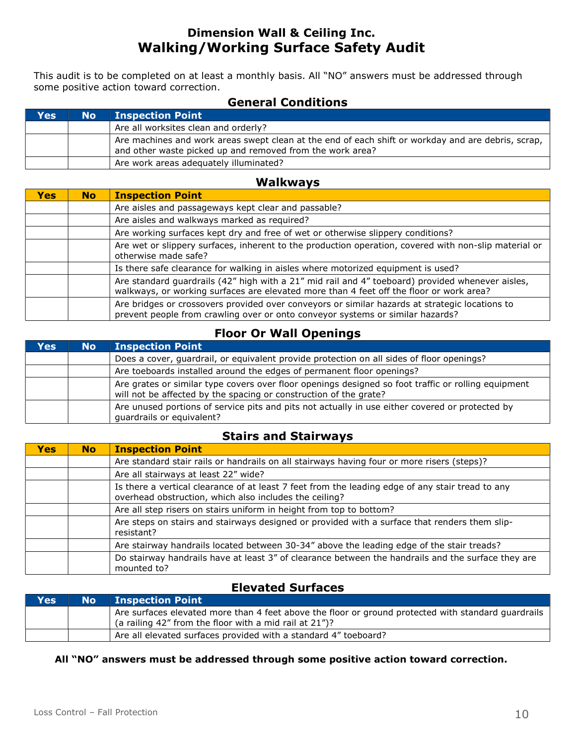# Dimension Wall & Ceiling Inc.
## Walking/Working Surface Safety Audit

This audit is to be completed on at least a monthly basis. All “NO” answers must be addressed through some positive action toward correction.

### General Conditions

| Yes | No | Inspection Point |
|---|---|---|
| | | Are all worksites clean and orderly? |
| | | Are machines and work areas swept clean at the end of each shift or workday and are debris, scrap, and other waste picked up and removed from the work area? |
| | | Are work areas adequately illuminated? |

### Walkways

| Yes | No | Inspection Point |
|---|---|---|
| | | Are aisles and passageways kept clear and passable? |
| | | Are aisles and walkways marked as required? |
| | | Are working surfaces kept dry and free of wet or otherwise slippery conditions? |
| | | Are wet or slippery surfaces, inherent to the production operation, covered with non-slip material or otherwise made safe? |
| | | Is there safe clearance for walking in aisles where motorized equipment is used? |
| | | Are standard guardrails (42” high with a 21” mid rail and 4” toeboard) provided whenever aisles, walkways, or working surfaces are elevated more than 4 feet off the floor or work area? |
| | | Are bridges or crossovers provided over conveyors or similar hazards at strategic locations to prevent people from crawling over or onto conveyor systems or similar hazards? |

### Floor Or Wall Openings

| Yes | No | Inspection Point |
|---|---|---|
| | | Does a cover, guardrail, or equivalent provide protection on all sides of floor openings? |
| | | Are toeboards installed around the edges of permanent floor openings? |
| | | Are grates or similar type covers over floor openings designed so foot traffic or rolling equipment will not be affected by the spacing or construction of the grate? |
| | | Are unused portions of service pits and pits not actually in use either covered or protected by guardrails or equivalent? |

### Stairs and Stairways

| Yes | No | Inspection Point |
|---|---|---|
| | | Are standard stair rails or handrails on all stairways having four or more risers (steps)? |
| | | Are all stairways at least 22” wide? |
| | | Is there a vertical clearance of at least 7 feet from the leading edge of any stair tread to any overhead obstruction, which also includes the ceiling? |
| | | Are all step risers on stairs uniform in height from top to bottom? |
| | | Are steps on stairs and stairways designed or provided with a surface that renders them slip-resistant? |
| | | Are stairway handrails located between 30-34” above the leading edge of the stair treads? |
| | | Do stairway handrails have at least 3” of clearance between the handrails and the surface they are mounted to? |

### Elevated Surfaces

| Yes | No | Inspection Point |
|---|---|---|
| | | Are surfaces elevated more than 4 feet above the floor or ground protected with standard guardrails (a railing 42” from the floor with a mid rail at 21”)? |
| | | Are all elevated surfaces provided with a standard 4” toeboard? |

**All “NO” answers must be addressed through some positive action toward correction.**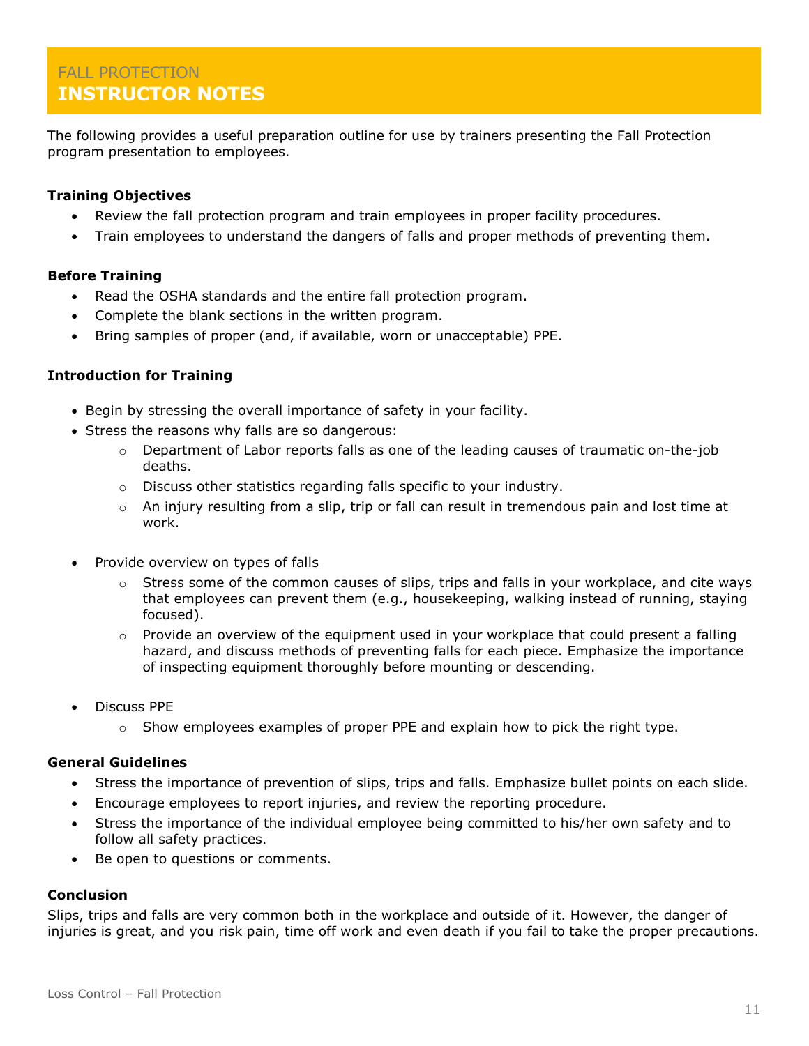# FALL PROTECTION
# INSTRUCTOR NOTES

The following provides a useful preparation outline for use by trainers presenting the Fall Protection program presentation to employees.

**Training Objectives**

- Review the fall protection program and train employees in proper facility procedures.
- Train employees to understand the dangers of falls and proper methods of preventing them.

**Before Training**

- Read the OSHA standards and the entire fall protection program.
- Complete the blank sections in the written program.
- Bring samples of proper (and, if available, worn or unacceptable) PPE.

**Introduction for Training**

- Begin by stressing the overall importance of safety in your facility.
- Stress the reasons why falls are so dangerous:
  - Department of Labor reports falls as one of the leading causes of traumatic on-the-job deaths.
  - Discuss other statistics regarding falls specific to your industry.
  - An injury resulting from a slip, trip or fall can result in tremendous pain and lost time at work.

- Provide overview on types of falls
  - Stress some of the common causes of slips, trips and falls in your workplace, and cite ways that employees can prevent them (e.g., housekeeping, walking instead of running, staying focused).
  - Provide an overview of the equipment used in your workplace that could present a falling hazard, and discuss methods of preventing falls for each piece. Emphasize the importance of inspecting equipment thoroughly before mounting or descending.

- Discuss PPE
  - Show employees examples of proper PPE and explain how to pick the right type.

**General Guidelines**

- Stress the importance of prevention of slips, trips and falls. Emphasize bullet points on each slide.
- Encourage employees to report injuries, and review the reporting procedure.
- Stress the importance of the individual employee being committed to his/her own safety and to follow all safety practices.
- Be open to questions or comments.

**Conclusion**

Slips, trips and falls are very common both in the workplace and outside of it. However, the danger of injuries is great, and you risk pain, time off work and even death if you fail to take the proper precautions.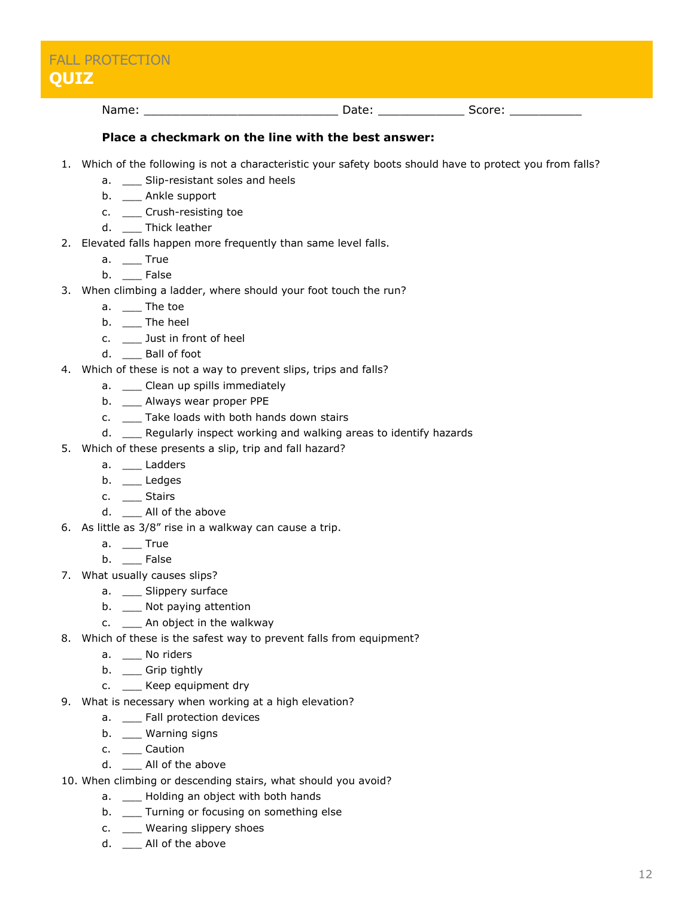# FALL PROTECTION
## QUIZ

Name: ___________________________ Date: ____________ Score: __________

**Place a checkmark on the line with the best answer:**

1. Which of the following is not a characteristic your safety boots should have to protect you from falls?
   a. ___ Slip-resistant soles and heels
   b. ___ Ankle support
   c. ___ Crush-resisting toe
   d. ___ Thick leather
2. Elevated falls happen more frequently than same level falls.
   a. ___ True
   b. ___ False
3. When climbing a ladder, where should your foot touch the run?
   a. ___ The toe
   b. ___ The heel
   c. ___ Just in front of heel
   d. ___ Ball of foot
4. Which of these is not a way to prevent slips, trips and falls?
   a. ___ Clean up spills immediately
   b. ___ Always wear proper PPE
   c. ___ Take loads with both hands down stairs
   d. ___ Regularly inspect working and walking areas to identify hazards
5. Which of these presents a slip, trip and fall hazard?
   a. ___ Ladders
   b. ___ Ledges
   c. ___ Stairs
   d. ___ All of the above
6. As little as 3/8" rise in a walkway can cause a trip.
   a. ___ True
   b. ___ False
7. What usually causes slips?
   a. ___ Slippery surface
   b. ___ Not paying attention
   c. ___ An object in the walkway
8. Which of these is the safest way to prevent falls from equipment?
   a. ___ No riders
   b. ___ Grip tightly
   c. ___ Keep equipment dry
9. What is necessary when working at a high elevation?
   a. ___ Fall protection devices
   b. ___ Warning signs
   c. ___ Caution
   d. ___ All of the above
10. When climbing or descending stairs, what should you avoid?
    a. ___ Holding an object with both hands
    b. ___ Turning or focusing on something else
    c. ___ Wearing slippery shoes
    d. ___ All of the above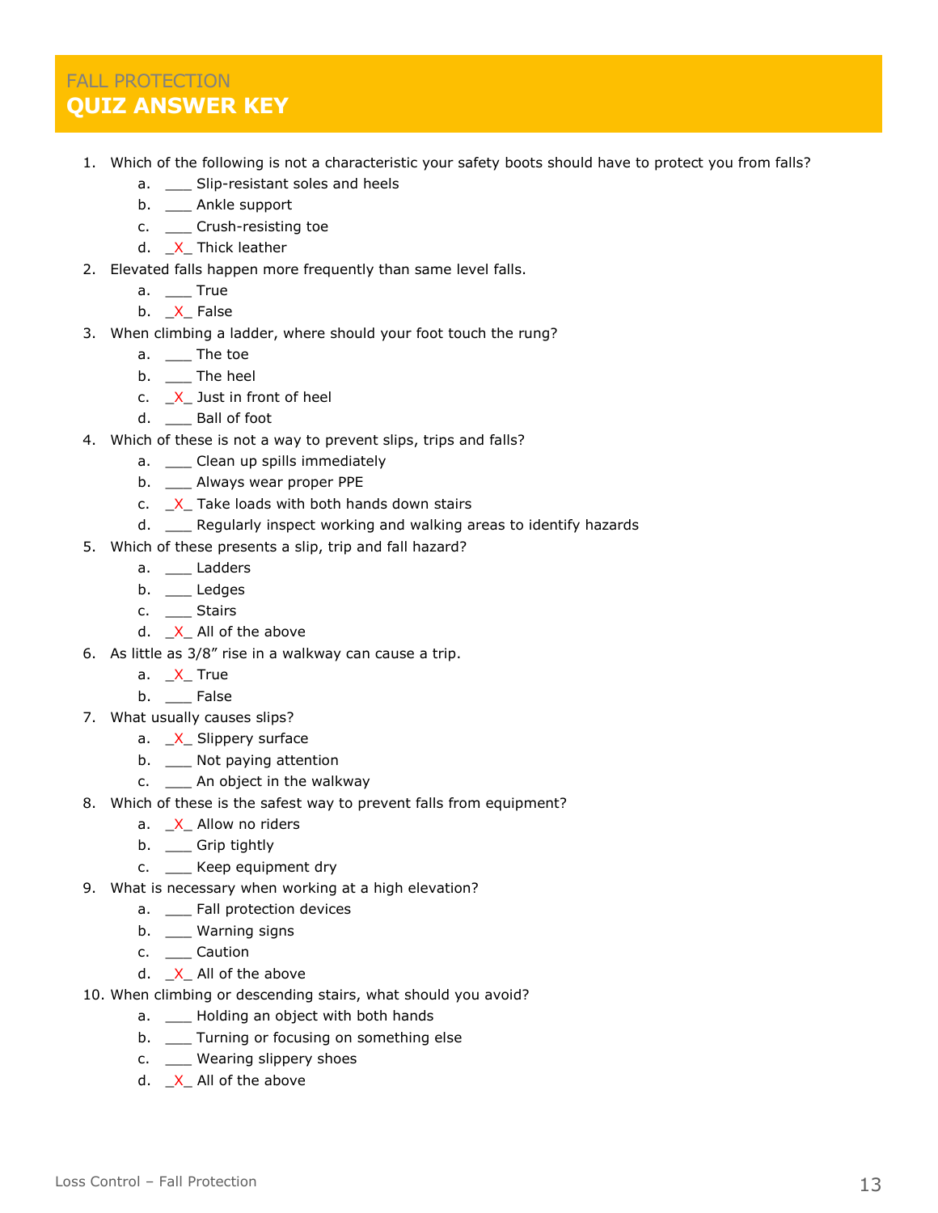FALL PROTECTION

# QUIZ ANSWER KEY

1. Which of the following is not a characteristic your safety boots should have to protect you from falls?
   a. ___ Slip-resistant soles and heels
   b. ___ Ankle support
   c. ___ Crush-resisting toe
   d. _X_ Thick leather
2. Elevated falls happen more frequently than same level falls.
   a. ___ True
   b. _X_ False
3. When climbing a ladder, where should your foot touch the rung?
   a. ___ The toe
   b. ___ The heel
   c. _X_ Just in front of heel
   d. ___ Ball of foot
4. Which of these is not a way to prevent slips, trips and falls?
   a. ___ Clean up spills immediately
   b. ___ Always wear proper PPE
   c. _X_ Take loads with both hands down stairs
   d. ___ Regularly inspect working and walking areas to identify hazards
5. Which of these presents a slip, trip and fall hazard?
   a. ___ Ladders
   b. ___ Ledges
   c. ___ Stairs
   d. _X_ All of the above
6. As little as 3/8" rise in a walkway can cause a trip.
   a. _X_ True
   b. ___ False
7. What usually causes slips?
   a. _X_ Slippery surface
   b. ___ Not paying attention
   c. ___ An object in the walkway
8. Which of these is the safest way to prevent falls from equipment?
   a. _X_ Allow no riders
   b. ___ Grip tightly
   c. ___ Keep equipment dry
9. What is necessary when working at a high elevation?
   a. ___ Fall protection devices
   b. ___ Warning signs
   c. ___ Caution
   d. _X_ All of the above
10. When climbing or descending stairs, what should you avoid?
    a. ___ Holding an object with both hands
    b. ___ Turning or focusing on something else
    c. ___ Wearing slippery shoes
    d. _X_ All of the above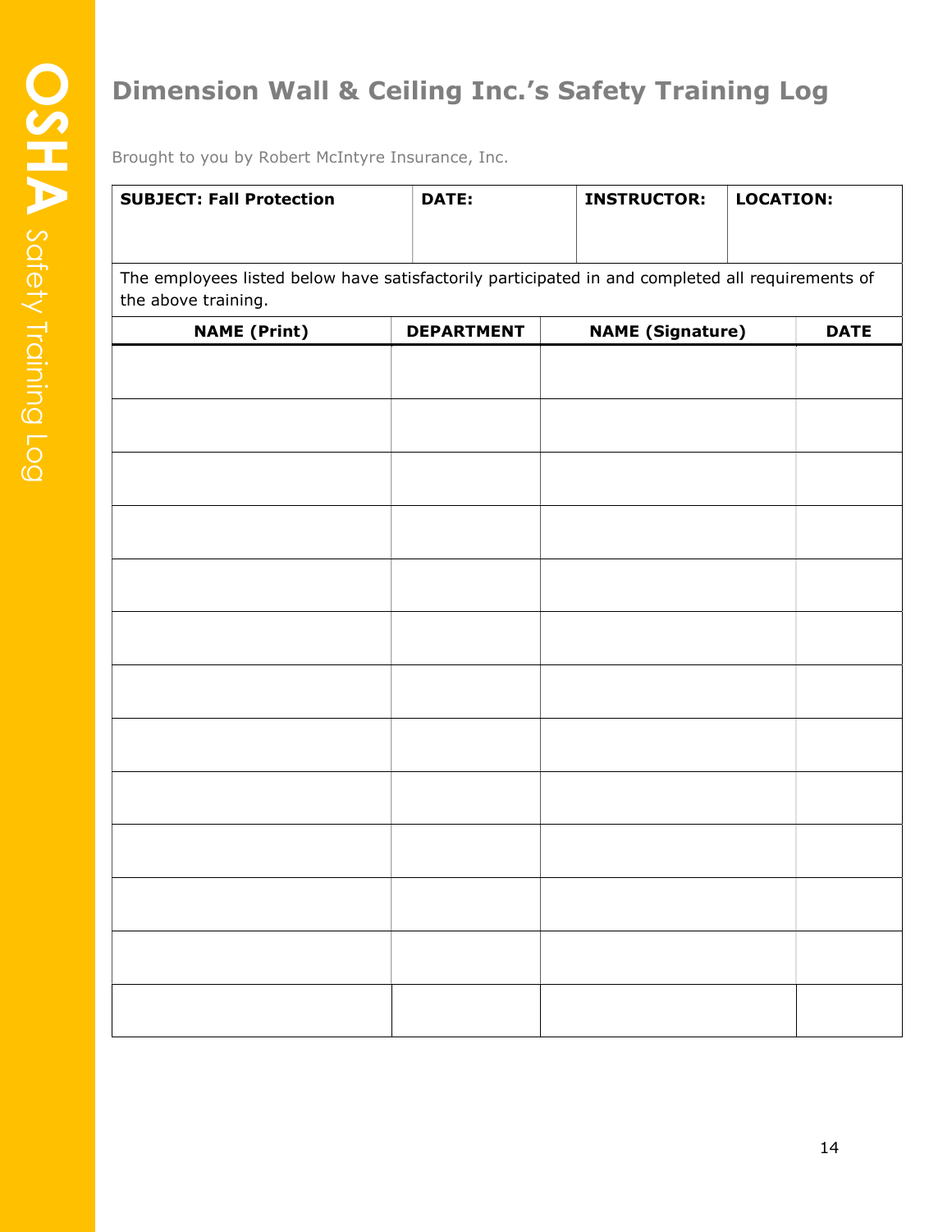# Dimension Wall & Ceiling Inc.'s Safety Training Log

Brought to you by Robert McIntyre Insurance, Inc.

| **SUBJECT: Fall Protection** | **DATE:** | **INSTRUCTOR:** | **LOCATION:** |
|---|---|---|---|

The employees listed below have satisfactorily participated in and completed all requirements of the above training.

| NAME (Print) | DEPARTMENT | NAME (Signature) | DATE |
|---|---|---|---|
| | | | |
| | | | |
| | | | |
| | | | |
| | | | |
| | | | |
| | | | |
| | | | |
| | | | |
| | | | |
| | | | |
| | | | |
| | | | |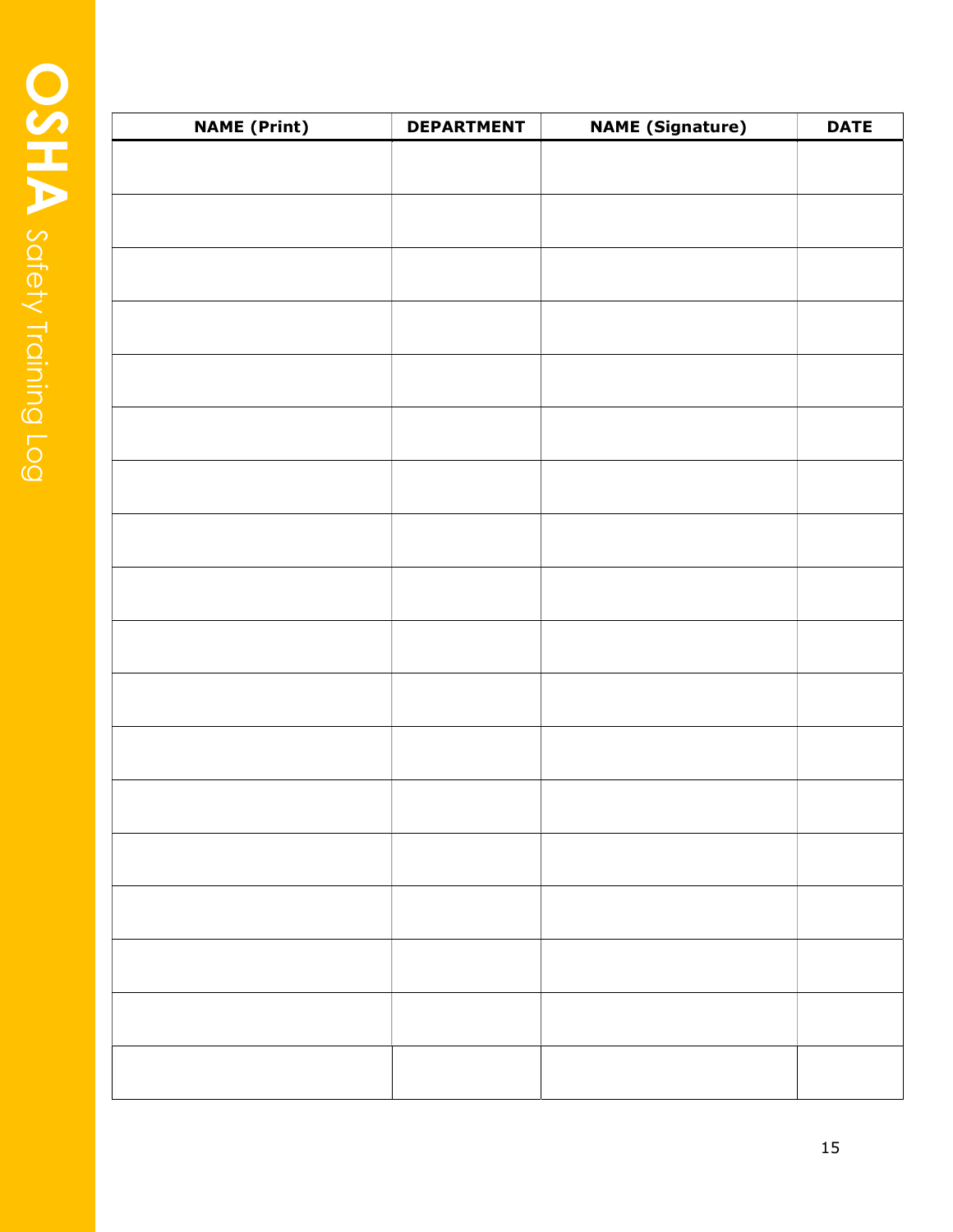| NAME (Print) | DEPARTMENT | NAME (Signature) | DATE |
|---|---|---|---|
| | | | |
| | | | |
| | | | |
| | | | |
| | | | |
| | | | |
| | | | |
| | | | |
| | | | |
| | | | |
| | | | |
| | | | |
| | | | |
| | | | |
| | | | |
| | | | |
| | | | |
| | | | |